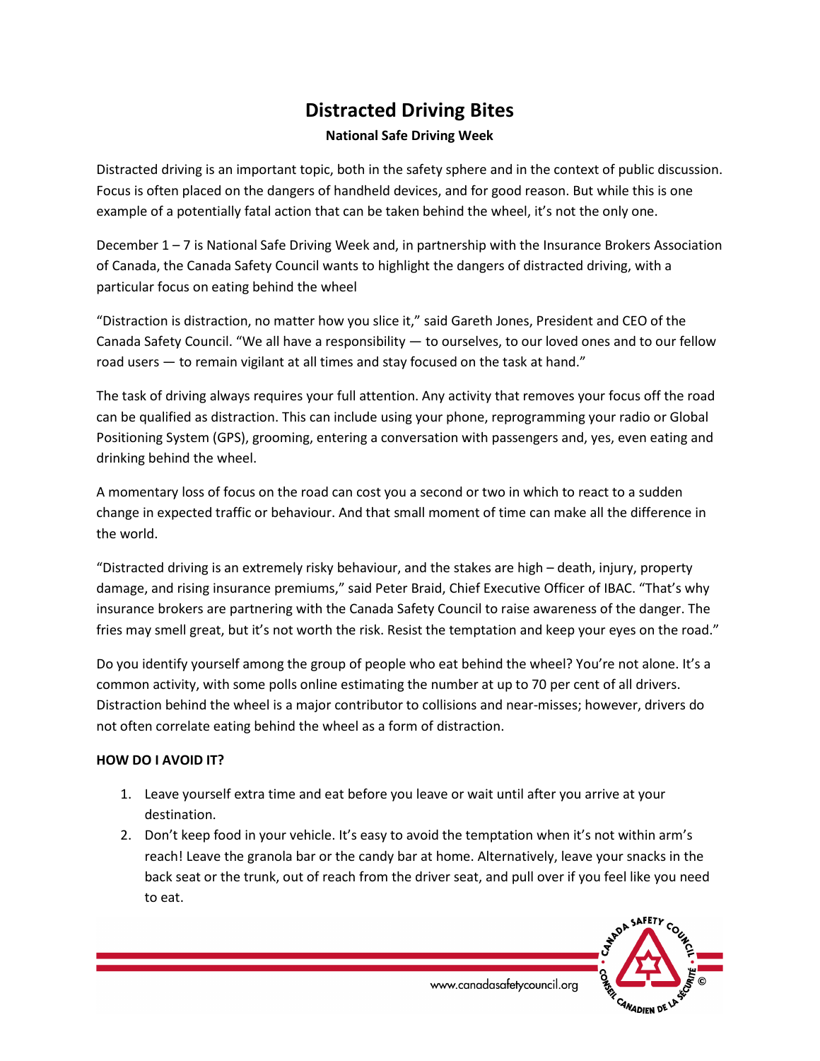# Distracted Driving Bites

**National Safe Driving Week**

Distracted driving is an important topic, both in the safety sphere and in the context of public discussion. Focus is often placed on the dangers of handheld devices, and for good reason. But while this is one example of a potentially fatal action that can be taken behind the wheel, it's not the only one.

December 1 – 7 is National Safe Driving Week and, in partnership with the Insurance Brokers Association of Canada, the Canada Safety Council wants to highlight the dangers of distracted driving, with a particular focus on eating behind the wheel

"Distraction is distraction, no matter how you slice it," said Gareth Jones, President and CEO of the Canada Safety Council. "We all have a responsibility — to ourselves, to our loved ones and to our fellow road users — to remain vigilant at all times and stay focused on the task at hand."

The task of driving always requires your full attention. Any activity that removes your focus off the road can be qualified as distraction. This can include using your phone, reprogramming your radio or Global Positioning System (GPS), grooming, entering a conversation with passengers and, yes, even eating and drinking behind the wheel.

A momentary loss of focus on the road can cost you a second or two in which to react to a sudden change in expected traffic or behaviour. And that small moment of time can make all the difference in the world.

"Distracted driving is an extremely risky behaviour, and the stakes are high – death, injury, property damage, and rising insurance premiums," said Peter Braid, Chief Executive Officer of IBAC. "That's why insurance brokers are partnering with the Canada Safety Council to raise awareness of the danger. The fries may smell great, but it's not worth the risk. Resist the temptation and keep your eyes on the road."

Do you identify yourself among the group of people who eat behind the wheel? You're not alone. It's a common activity, with some polls online estimating the number at up to 70 per cent of all drivers. Distraction behind the wheel is a major contributor to collisions and near-misses; however, drivers do not often correlate eating behind the wheel as a form of distraction.

**HOW DO I AVOID IT?**

1. Leave yourself extra time and eat before you leave or wait until after you arrive at your destination.
2. Don't keep food in your vehicle. It's easy to avoid the temptation when it's not within arm's reach! Leave the granola bar or the candy bar at home. Alternatively, leave your snacks in the back seat or the trunk, out of reach from the driver seat, and pull over if you feel like you need to eat.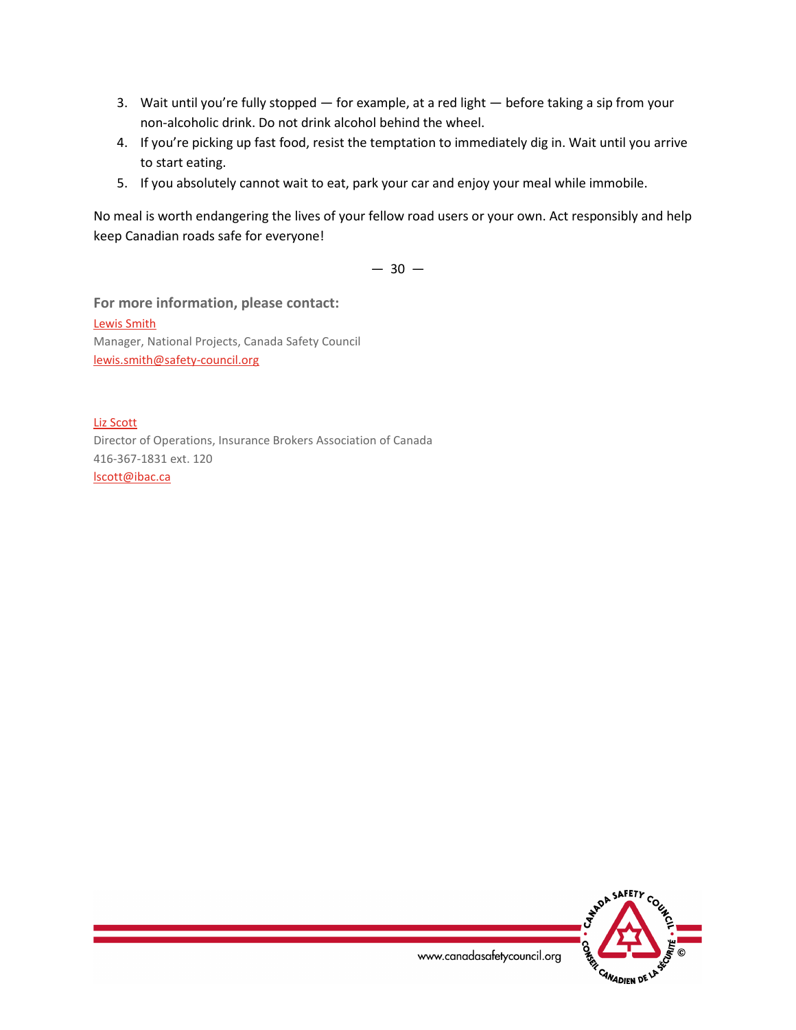3. Wait until you're fully stopped — for example, at a red light — before taking a sip from your non-alcoholic drink. Do not drink alcohol behind the wheel.
4. If you're picking up fast food, resist the temptation to immediately dig in. Wait until you arrive to start eating.
5. If you absolutely cannot wait to eat, park your car and enjoy your meal while immobile.

No meal is worth endangering the lives of your fellow road users or your own. Act responsibly and help keep Canadian roads safe for everyone!

— 30 —

**For more information, please contact:**

Lewis Smith
Manager, National Projects, Canada Safety Council
lewis.smith@safety-council.org

Liz Scott
Director of Operations, Insurance Brokers Association of Canada
416-367-1831 ext. 120
lscott@ibac.ca

www.canadasafetycouncil.org